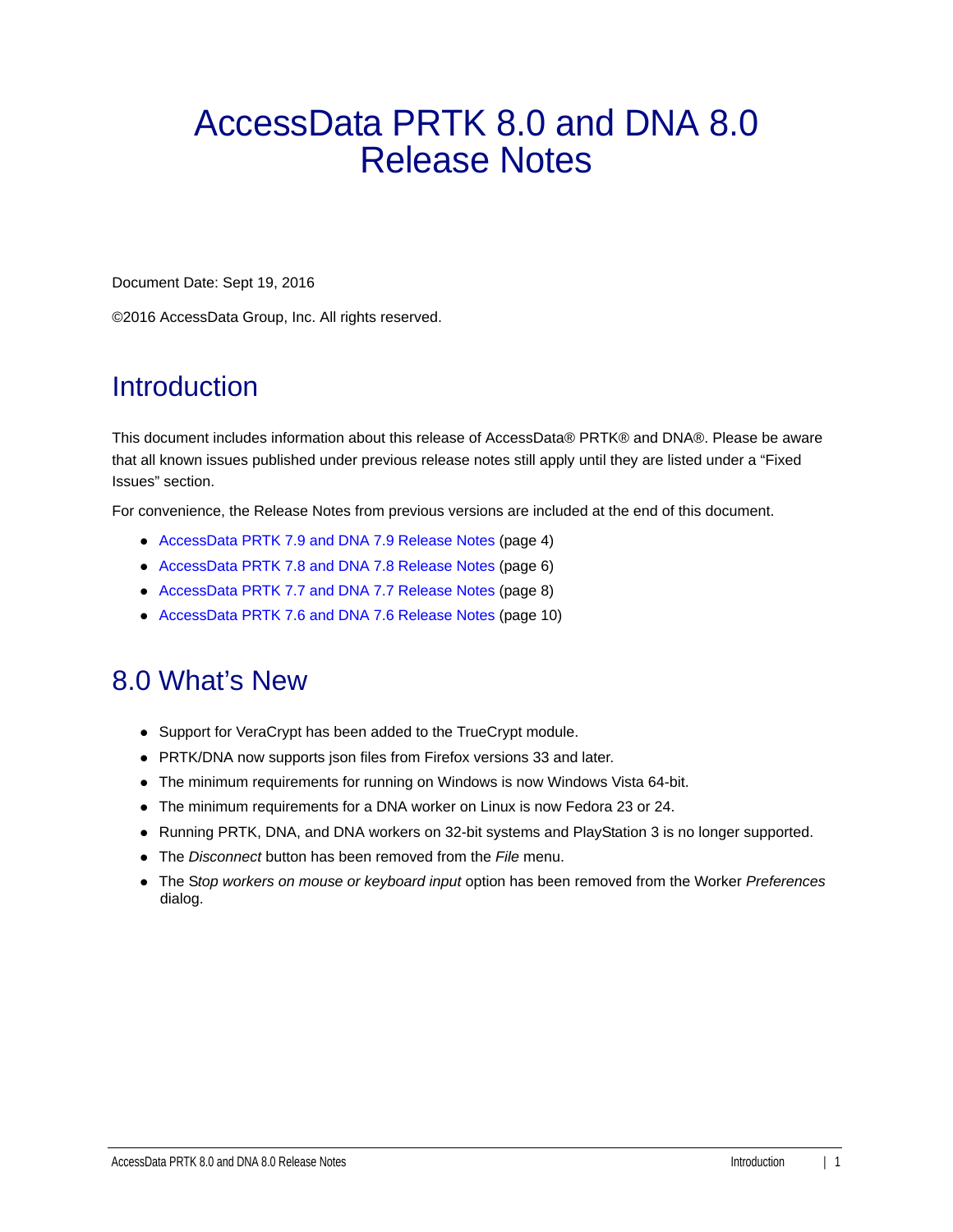# AccessData PRTK 8.0 and DNA 8.0 Release Notes

Document Date: Sept 19, 2016

©2016 AccessData Group, Inc. All rights reserved.

## Introduction

This document includes information about this release of AccessData® PRTK® and DNA®. Please be aware that all known issues published under previous release notes still apply until they are listed under a "Fixed Issues" section.

For convenience, the Release Notes from previous versions are included at the end of this document.

- AccessData PRTK 7.9 and DNA 7.9 Release Notes (page 4)
- AccessData PRTK 7.8 and DNA 7.8 Release Notes (page 6)
- AccessData PRTK 7.7 and DNA 7.7 Release Notes (page 8)
- AccessData PRTK 7.6 and DNA 7.6 Release Notes (page 10)

## 8.0 What's New

- Support for VeraCrypt has been added to the TrueCrypt module.
- PRTK/DNA now supports json files from Firefox versions 33 and later.
- The minimum requirements for running on Windows is now Windows Vista 64-bit.
- The minimum requirements for a DNA worker on Linux is now Fedora 23 or 24.
- Running PRTK, DNA, and DNA workers on 32-bit systems and PlayStation 3 is no longer supported.
- The *Disconnect* button has been removed from the *File* menu.
- The S*top workers on mouse or keyboard input* option has been removed from the Worker *Preferences* dialog.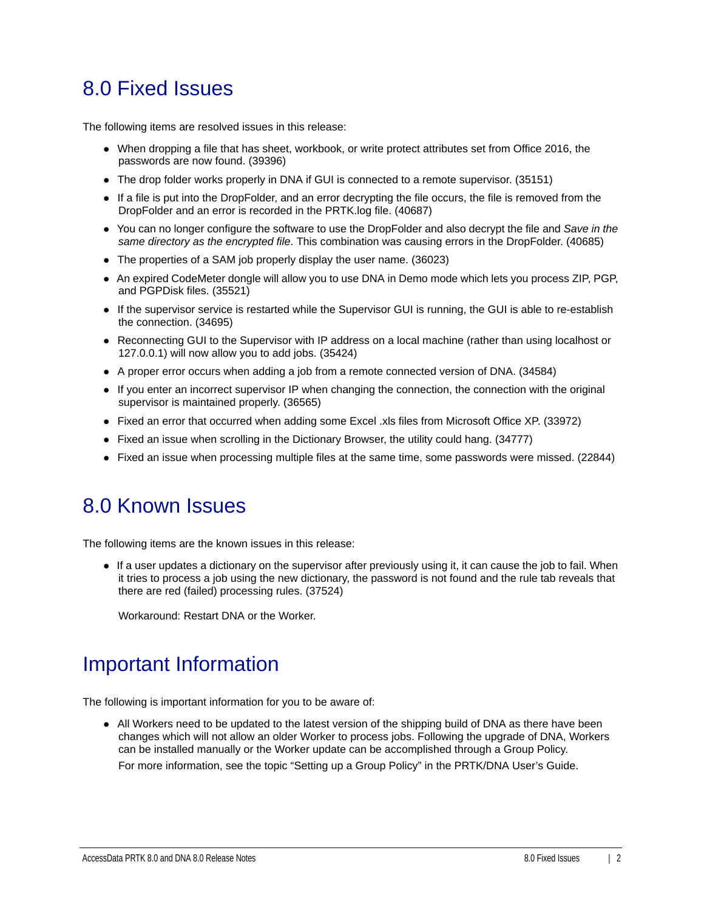## 8.0 Fixed Issues

The following items are resolved issues in this release:

- When dropping a file that has sheet, workbook, or write protect attributes set from Office 2016, the passwords are now found. (39396)
- The drop folder works properly in DNA if GUI is connected to a remote supervisor. (35151)
- If a file is put into the DropFolder, and an error decrypting the file occurs, the file is removed from the DropFolder and an error is recorded in the PRTK.log file. (40687)
- You can no longer configure the software to use the DropFolder and also decrypt the file and *Save in the same directory as the encrypted file*. This combination was causing errors in the DropFolder. (40685)
- The properties of a SAM job properly display the user name. (36023)
- An expired CodeMeter dongle will allow you to use DNA in Demo mode which lets you process ZIP, PGP, and PGPDisk files. (35521)
- If the supervisor service is restarted while the Supervisor GUI is running, the GUI is able to re-establish the connection. (34695)
- Reconnecting GUI to the Supervisor with IP address on a local machine (rather than using localhost or 127.0.0.1) will now allow you to add jobs. (35424)
- A proper error occurs when adding a job from a remote connected version of DNA. (34584)
- If you enter an incorrect supervisor IP when changing the connection, the connection with the original supervisor is maintained properly. (36565)
- Fixed an error that occurred when adding some Excel .xls files from Microsoft Office XP. (33972)
- Fixed an issue when scrolling in the Dictionary Browser, the utility could hang. (34777)
- Fixed an issue when processing multiple files at the same time, some passwords were missed. (22844)

## 8.0 Known Issues

The following items are the known issues in this release:

- If a user updates a dictionary on the supervisor after previously using it, it can cause the job to fail. When it tries to process a job using the new dictionary, the password is not found and the rule tab reveals that there are red (failed) processing rules. (37524)

  Workaround: Restart DNA or the Worker.

## Important Information

The following is important information for you to be aware of:

- All Workers need to be updated to the latest version of the shipping build of DNA as there have been changes which will not allow an older Worker to process jobs. Following the upgrade of DNA, Workers can be installed manually or the Worker update can be accomplished through a Group Policy.

  For more information, see the topic “Setting up a Group Policy” in the PRTK/DNA User’s Guide.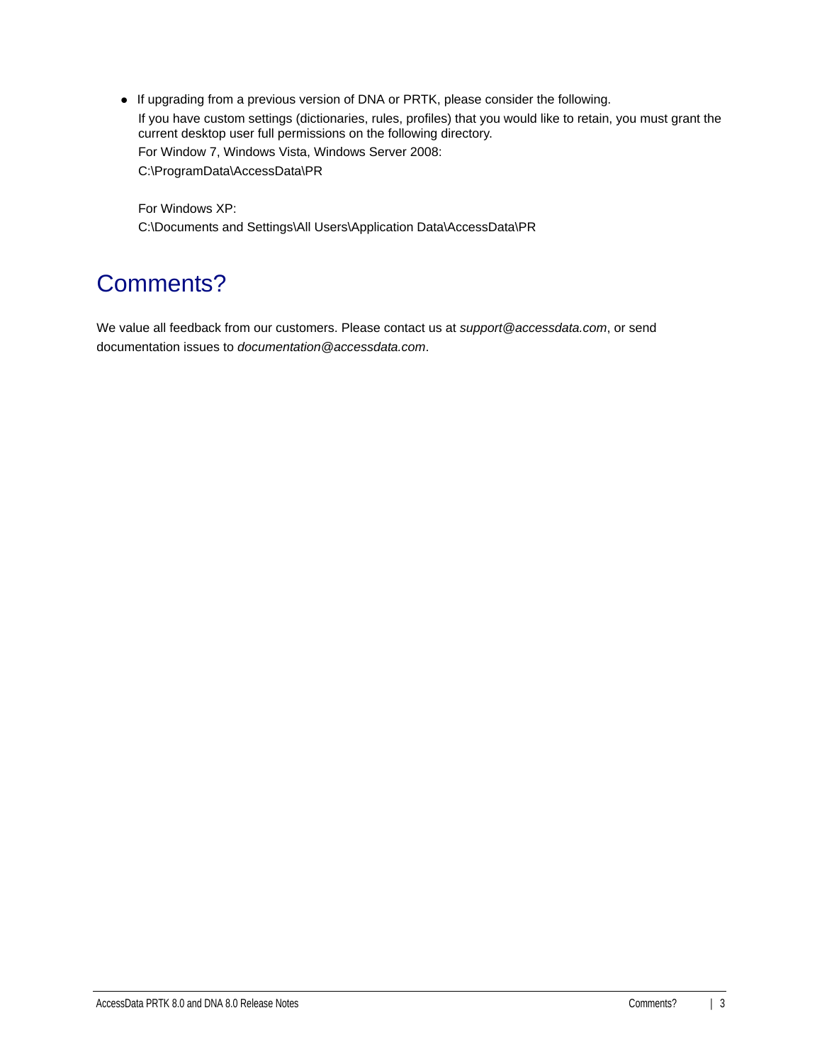- If upgrading from a previous version of DNA or PRTK, please consider the following.

  If you have custom settings (dictionaries, rules, profiles) that you would like to retain, you must grant the current desktop user full permissions on the following directory.

  For Window 7, Windows Vista, Windows Server 2008:

  C:\ProgramData\AccessData\PR

  For Windows XP:

  C:\Documents and Settings\All Users\Application Data\AccessData\PR

# Comments?

We value all feedback from our customers. Please contact us at *support@accessdata.com*, or send documentation issues to *documentation@accessdata.com*.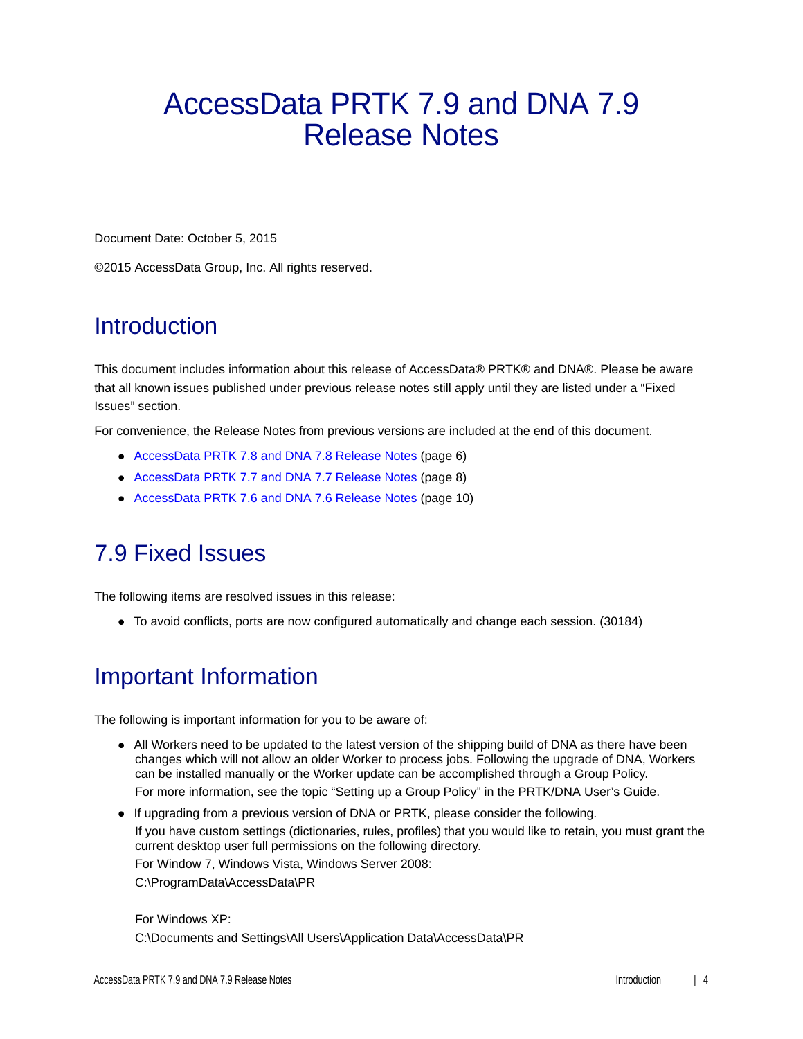# AccessData PRTK 7.9 and DNA 7.9 Release Notes

Document Date: October 5, 2015

©2015 AccessData Group, Inc. All rights reserved.

## Introduction

This document includes information about this release of AccessData® PRTK® and DNA®. Please be aware that all known issues published under previous release notes still apply until they are listed under a “Fixed Issues” section.

For convenience, the Release Notes from previous versions are included at the end of this document.

- AccessData PRTK 7.8 and DNA 7.8 Release Notes (page 6)
- AccessData PRTK 7.7 and DNA 7.7 Release Notes (page 8)
- AccessData PRTK 7.6 and DNA 7.6 Release Notes (page 10)

## 7.9 Fixed Issues

The following items are resolved issues in this release:

- To avoid conflicts, ports are now configured automatically and change each session. (30184)

## Important Information

The following is important information for you to be aware of:

- All Workers need to be updated to the latest version of the shipping build of DNA as there have been changes which will not allow an older Worker to process jobs. Following the upgrade of DNA, Workers can be installed manually or the Worker update can be accomplished through a Group Policy.

  For more information, see the topic “Setting up a Group Policy” in the PRTK/DNA User’s Guide.
- If upgrading from a previous version of DNA or PRTK, please consider the following.

  If you have custom settings (dictionaries, rules, profiles) that you would like to retain, you must grant the current desktop user full permissions on the following directory.

  For Window 7, Windows Vista, Windows Server 2008:

  C:\ProgramData\AccessData\PR

  For Windows XP:

  C:\Documents and Settings\All Users\Application Data\AccessData\PR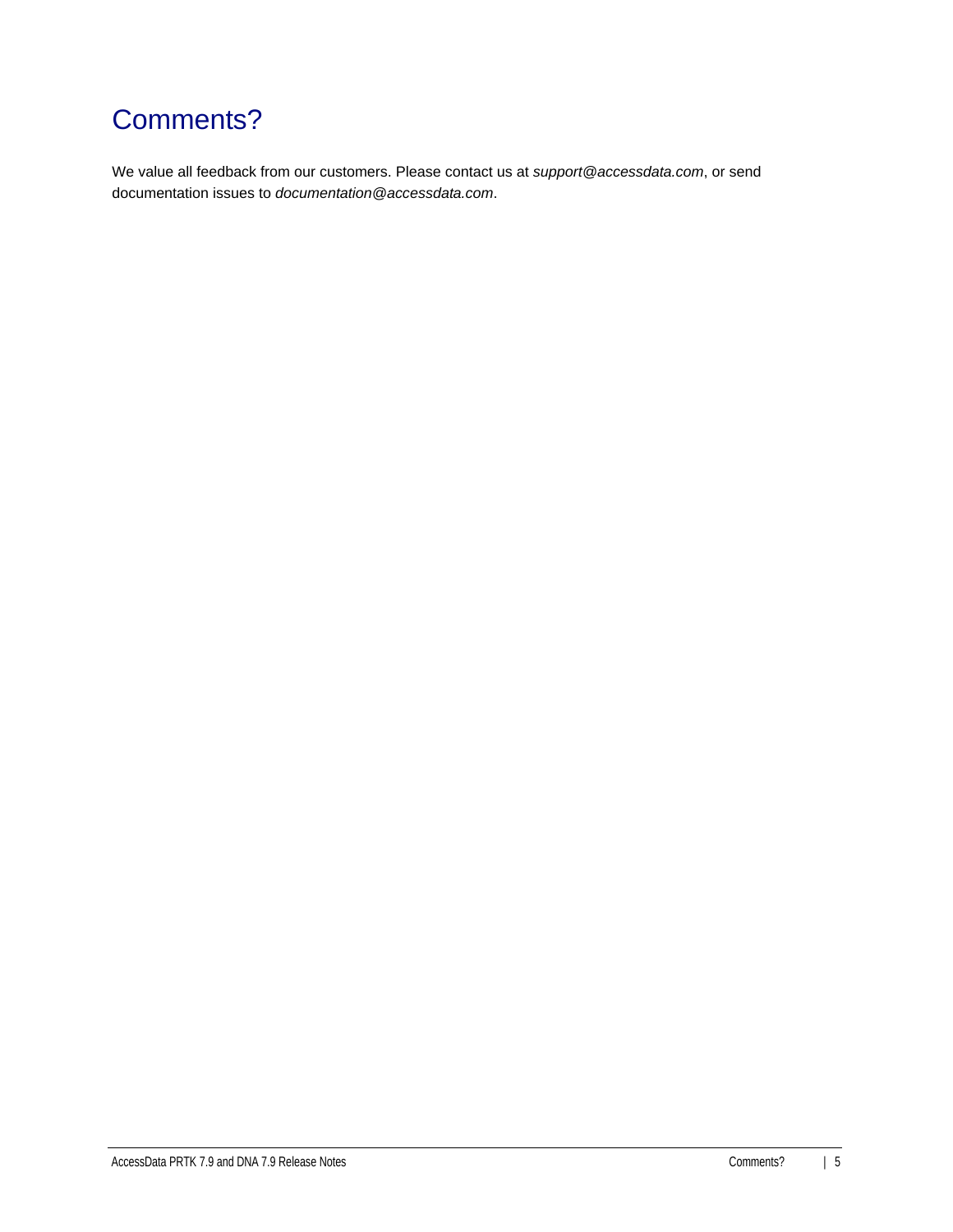# Comments?

We value all feedback from our customers. Please contact us at *support@accessdata.com*, or send documentation issues to *documentation@accessdata.com*.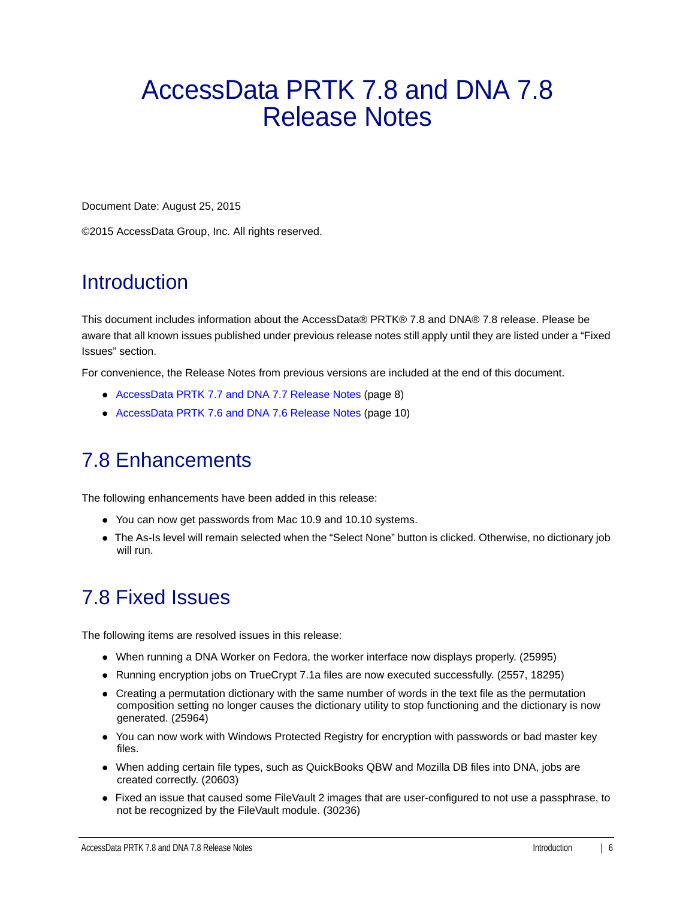# AccessData PRTK 7.8 and DNA 7.8 Release Notes

Document Date: August 25, 2015

©2015 AccessData Group, Inc. All rights reserved.

## Introduction

This document includes information about the AccessData® PRTK® 7.8 and DNA® 7.8 release. Please be aware that all known issues published under previous release notes still apply until they are listed under a "Fixed Issues" section.

For convenience, the Release Notes from previous versions are included at the end of this document.

- AccessData PRTK 7.7 and DNA 7.7 Release Notes (page 8)
- AccessData PRTK 7.6 and DNA 7.6 Release Notes (page 10)

## 7.8 Enhancements

The following enhancements have been added in this release:

- You can now get passwords from Mac 10.9 and 10.10 systems.
- The As-Is level will remain selected when the "Select None" button is clicked. Otherwise, no dictionary job will run.

## 7.8 Fixed Issues

The following items are resolved issues in this release:

- When running a DNA Worker on Fedora, the worker interface now displays properly. (25995)
- Running encryption jobs on TrueCrypt 7.1a files are now executed successfully. (2557, 18295)
- Creating a permutation dictionary with the same number of words in the text file as the permutation composition setting no longer causes the dictionary utility to stop functioning and the dictionary is now generated. (25964)
- You can now work with Windows Protected Registry for encryption with passwords or bad master key files.
- When adding certain file types, such as QuickBooks QBW and Mozilla DB files into DNA, jobs are created correctly. (20603)
- Fixed an issue that caused some FileVault 2 images that are user-configured to not use a passphrase, to not be recognized by the FileVault module. (30236)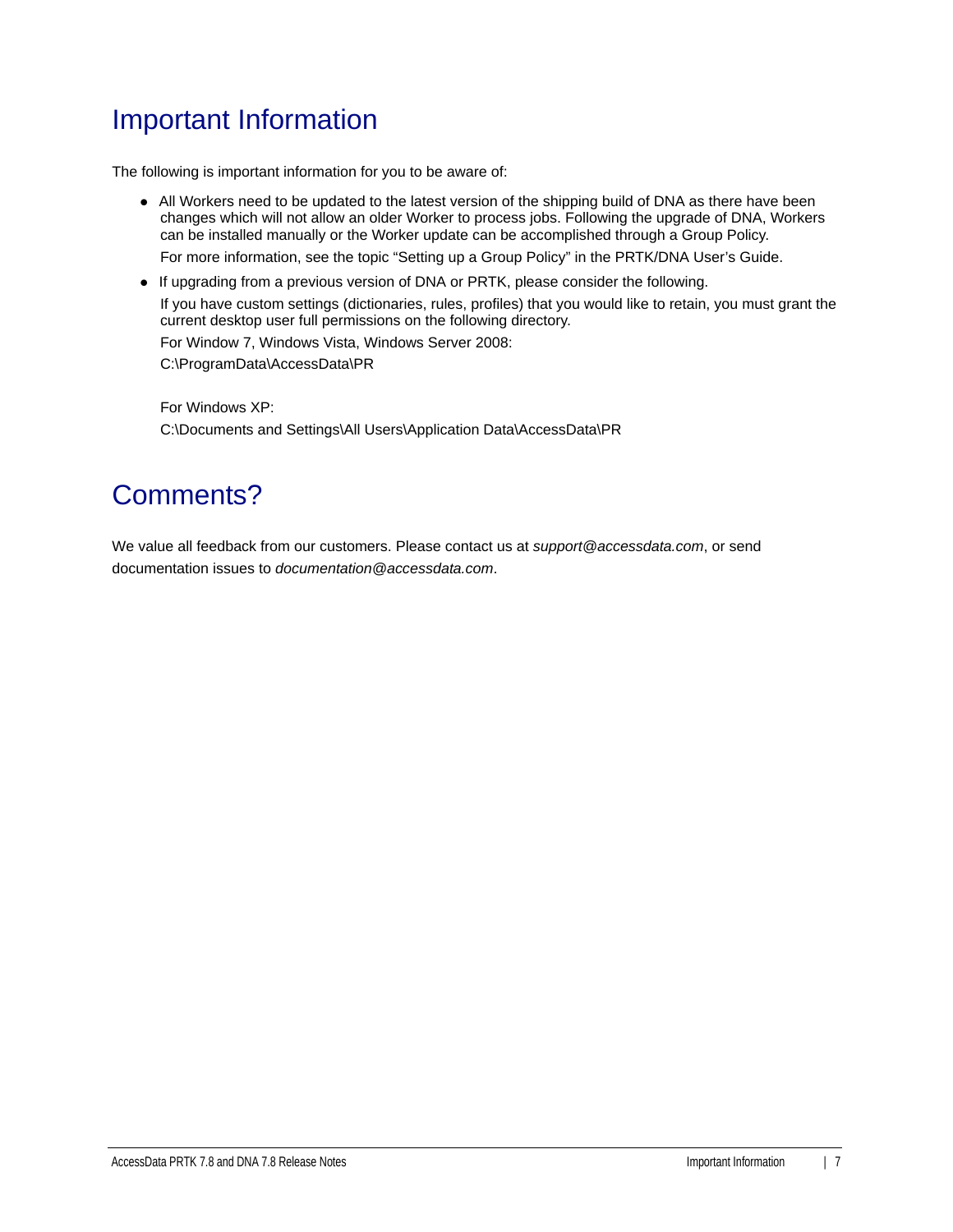# Important Information

The following is important information for you to be aware of:

- All Workers need to be updated to the latest version of the shipping build of DNA as there have been changes which will not allow an older Worker to process jobs. Following the upgrade of DNA, Workers can be installed manually or the Worker update can be accomplished through a Group Policy.

  For more information, see the topic “Setting up a Group Policy” in the PRTK/DNA User’s Guide.

- If upgrading from a previous version of DNA or PRTK, please consider the following.

  If you have custom settings (dictionaries, rules, profiles) that you would like to retain, you must grant the current desktop user full permissions on the following directory.

  For Window 7, Windows Vista, Windows Server 2008:

  C:\ProgramData\AccessData\PR

  For Windows XP:

  C:\Documents and Settings\All Users\Application Data\AccessData\PR

# Comments?

We value all feedback from our customers. Please contact us at *support@accessdata.com*, or send documentation issues to *documentation@accessdata.com*.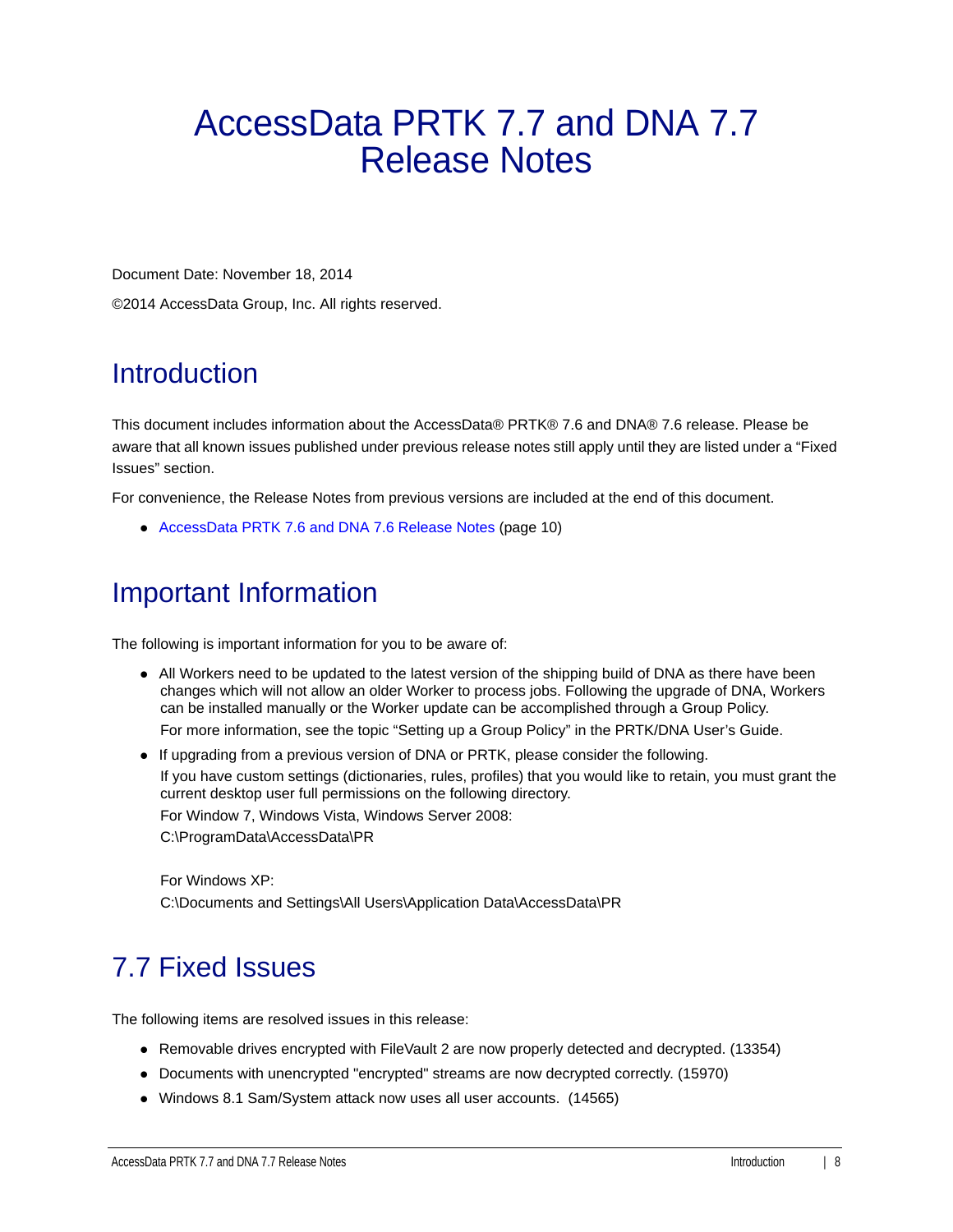# AccessData PRTK 7.7 and DNA 7.7 Release Notes

Document Date: November 18, 2014

©2014 AccessData Group, Inc. All rights reserved.

## Introduction

This document includes information about the AccessData® PRTK® 7.6 and DNA® 7.6 release. Please be aware that all known issues published under previous release notes still apply until they are listed under a “Fixed Issues” section.

For convenience, the Release Notes from previous versions are included at the end of this document.

- AccessData PRTK 7.6 and DNA 7.6 Release Notes (page 10)

## Important Information

The following is important information for you to be aware of:

- All Workers need to be updated to the latest version of the shipping build of DNA as there have been changes which will not allow an older Worker to process jobs. Following the upgrade of DNA, Workers can be installed manually or the Worker update can be accomplished through a Group Policy.

  For more information, see the topic “Setting up a Group Policy” in the PRTK/DNA User’s Guide.
- If upgrading from a previous version of DNA or PRTK, please consider the following.

  If you have custom settings (dictionaries, rules, profiles) that you would like to retain, you must grant the current desktop user full permissions on the following directory.

  For Window 7, Windows Vista, Windows Server 2008:
  C:\ProgramData\AccessData\PR

  For Windows XP:
  C:\Documents and Settings\All Users\Application Data\AccessData\PR

## 7.7 Fixed Issues

The following items are resolved issues in this release:

- Removable drives encrypted with FileVault 2 are now properly detected and decrypted. (13354)
- Documents with unencrypted "encrypted" streams are now decrypted correctly. (15970)
- Windows 8.1 Sam/System attack now uses all user accounts. (14565)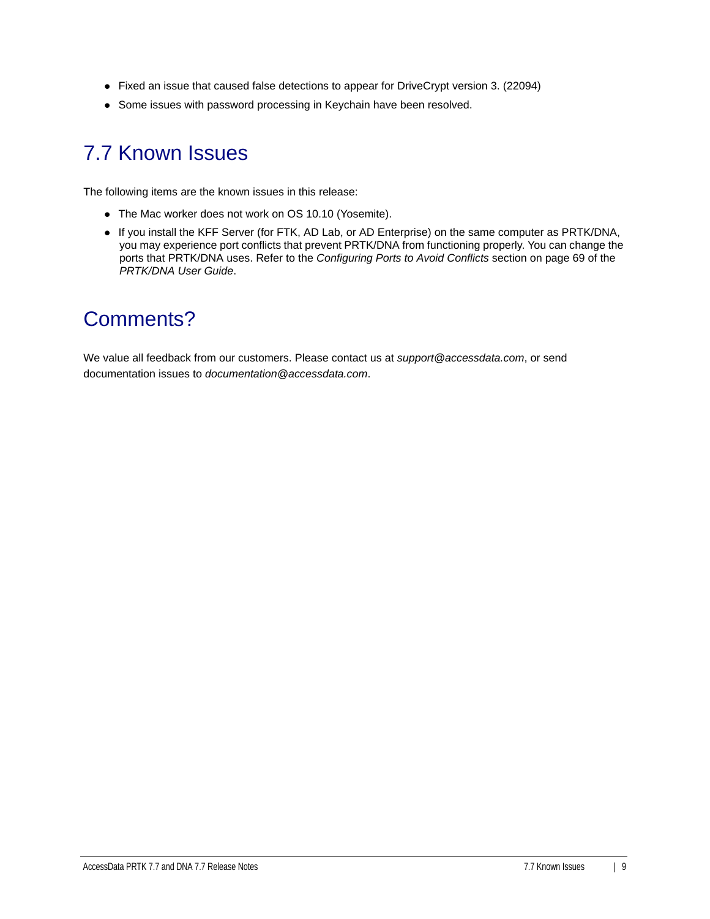- Fixed an issue that caused false detections to appear for DriveCrypt version 3. (22094)
- Some issues with password processing in Keychain have been resolved.

## 7.7 Known Issues

The following items are the known issues in this release:

- The Mac worker does not work on OS 10.10 (Yosemite).
- If you install the KFF Server (for FTK, AD Lab, or AD Enterprise) on the same computer as PRTK/DNA, you may experience port conflicts that prevent PRTK/DNA from functioning properly. You can change the ports that PRTK/DNA uses. Refer to the *Configuring Ports to Avoid Conflicts* section on page 69 of the *PRTK/DNA User Guide*.

## Comments?

We value all feedback from our customers. Please contact us at *support@accessdata.com*, or send documentation issues to *documentation@accessdata.com*.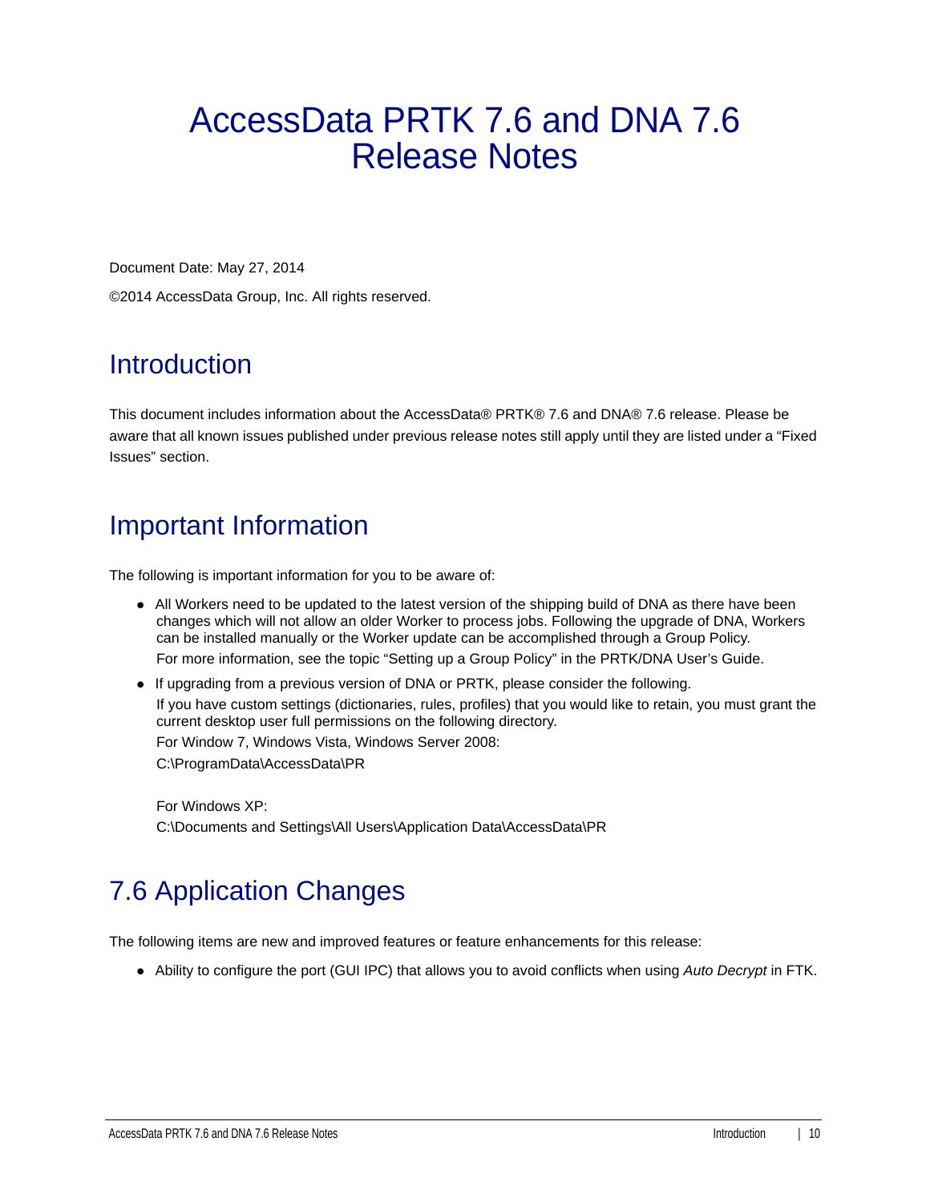# AccessData PRTK 7.6 and DNA 7.6 Release Notes

Document Date: May 27, 2014

©2014 AccessData Group, Inc. All rights reserved.

## Introduction

This document includes information about the AccessData® PRTK® 7.6 and DNA® 7.6 release. Please be aware that all known issues published under previous release notes still apply until they are listed under a “Fixed Issues” section.

## Important Information

The following is important information for you to be aware of:

- All Workers need to be updated to the latest version of the shipping build of DNA as there have been changes which will not allow an older Worker to process jobs. Following the upgrade of DNA, Workers can be installed manually or the Worker update can be accomplished through a Group Policy.
  For more information, see the topic “Setting up a Group Policy” in the PRTK/DNA User’s Guide.
- If upgrading from a previous version of DNA or PRTK, please consider the following.
  If you have custom settings (dictionaries, rules, profiles) that you would like to retain, you must grant the current desktop user full permissions on the following directory.
  For Window 7, Windows Vista, Windows Server 2008:
  C:\ProgramData\AccessData\PR

  For Windows XP:
  C:\Documents and Settings\All Users\Application Data\AccessData\PR

## 7.6 Application Changes

The following items are new and improved features or feature enhancements for this release:

- Ability to configure the port (GUI IPC) that allows you to avoid conflicts when using *Auto Decrypt* in FTK.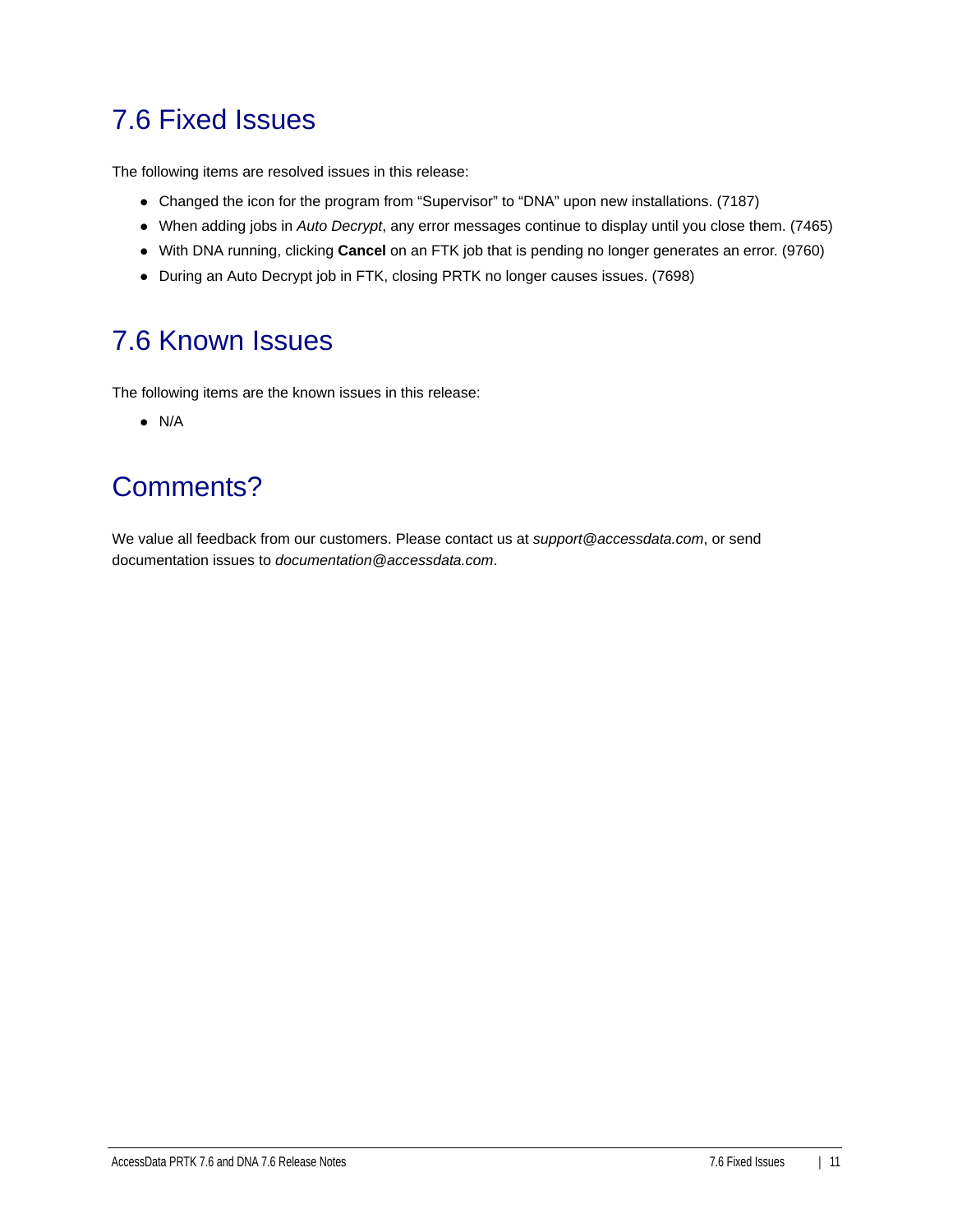# 7.6 Fixed Issues

The following items are resolved issues in this release:

- Changed the icon for the program from “Supervisor” to “DNA” upon new installations. (7187)
- When adding jobs in *Auto Decrypt*, any error messages continue to display until you close them. (7465)
- With DNA running, clicking **Cancel** on an FTK job that is pending no longer generates an error. (9760)
- During an Auto Decrypt job in FTK, closing PRTK no longer causes issues. (7698)

# 7.6 Known Issues

The following items are the known issues in this release:

- N/A

# Comments?

We value all feedback from our customers. Please contact us at *support@accessdata.com*, or send documentation issues to *documentation@accessdata.com*.